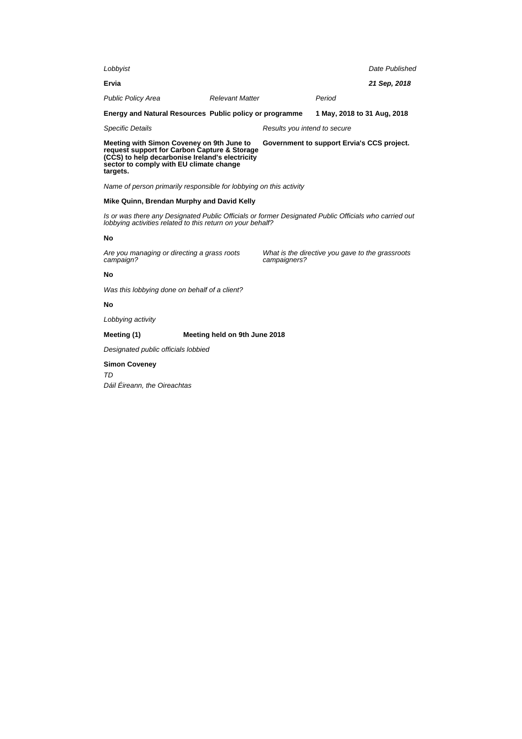*Lobbyist*

**Ervia**

*Date Published*

***21 Sep, 2018***

| *Public Policy Area* | *Relevant Matter* | *Period* |
| --- | --- | --- |
| **Energy and Natural Resources** | **Public policy or programme** | **1 May, 2018 to 31 Aug, 2018** |

| *Specific Details* | *Results you intend to secure* |
| --- | --- |
| **Meeting with Simon Coveney on 9th June to request support for Carbon Capture & Storage (CCS) to help decarbonise Ireland's electricity sector to comply with EU climate change targets.** | **Government to support Ervia's CCS project.** |

*Name of person primarily responsible for lobbying on this activity*

**Mike Quinn, Brendan Murphy and David Kelly**

*Is or was there any Designated Public Officials or former Designated Public Officials who carried out lobbying activities related to this return on your behalf?*

**No**

| *Are you managing or directing a grass roots campaign?* | *What is the directive you gave to the grassroots campaigners?* |
| --- | --- |
| **No** | |

*Was this lobbying done on behalf of a client?*

**No**

*Lobbying activity*

**Meeting (1)** **Meeting held on 9th June 2018**

*Designated public officials lobbied*

**Simon Coveney**

*TD*

*Dáil Éireann, the Oireachtas*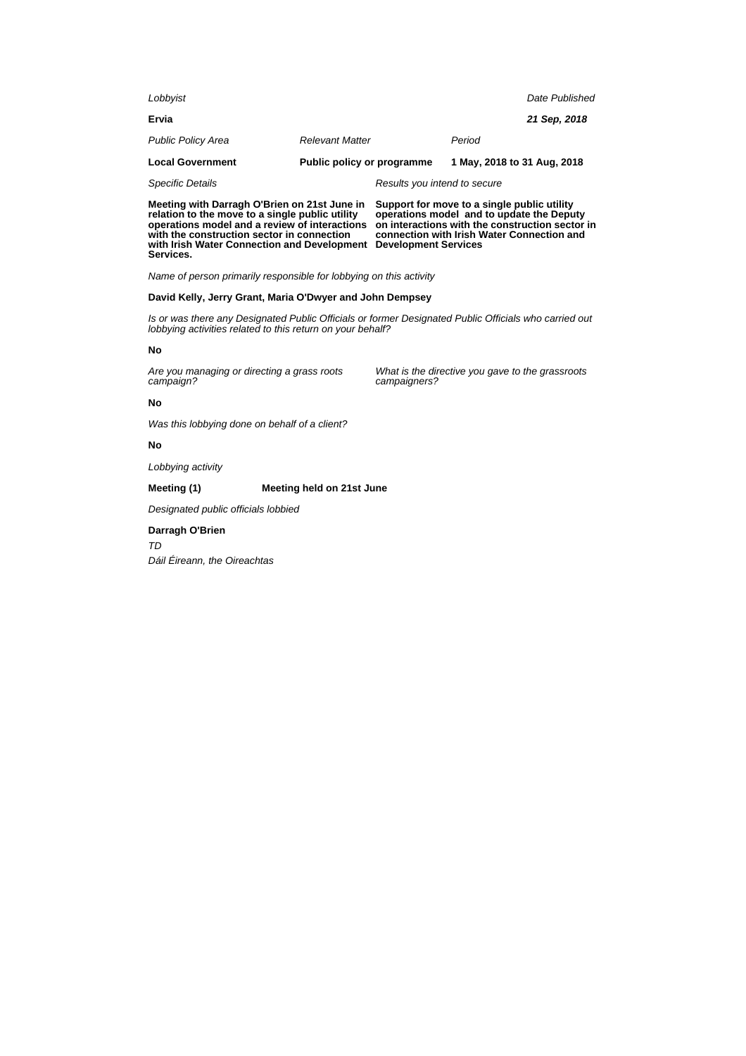*Lobbyist*

**Ervia**

*Date Published*

***21 Sep, 2018***

| *Public Policy Area* | *Relevant Matter* | *Period* |
|---|---|---|
| **Local Government** | **Public policy or programme** | **1 May, 2018 to 31 Aug, 2018** |

*Specific Details*

**Meeting with Darragh O'Brien on 21st June in relation to the move to a single public utility operations model and a review of interactions with the construction sector in connection with Irish Water Connection and Development Services.**

*Results you intend to secure*

**Support for move to a single public utility operations model and to update the Deputy on interactions with the construction sector in connection with Irish Water Connection and Development Services**

*Name of person primarily responsible for lobbying on this activity*

**David Kelly, Jerry Grant, Maria O'Dwyer and John Dempsey**

*Is or was there any Designated Public Officials or former Designated Public Officials who carried out lobbying activities related to this return on your behalf?*

**No**

*Are you managing or directing a grass roots campaign?*

**No**

*What is the directive you gave to the grassroots campaigners?*

*Was this lobbying done on behalf of a client?*

**No**

*Lobbying activity*

**Meeting (1)** **Meeting held on 21st June**

*Designated public officials lobbied*

**Darragh O'Brien**

*TD*

*Dáil Éireann, the Oireachtas*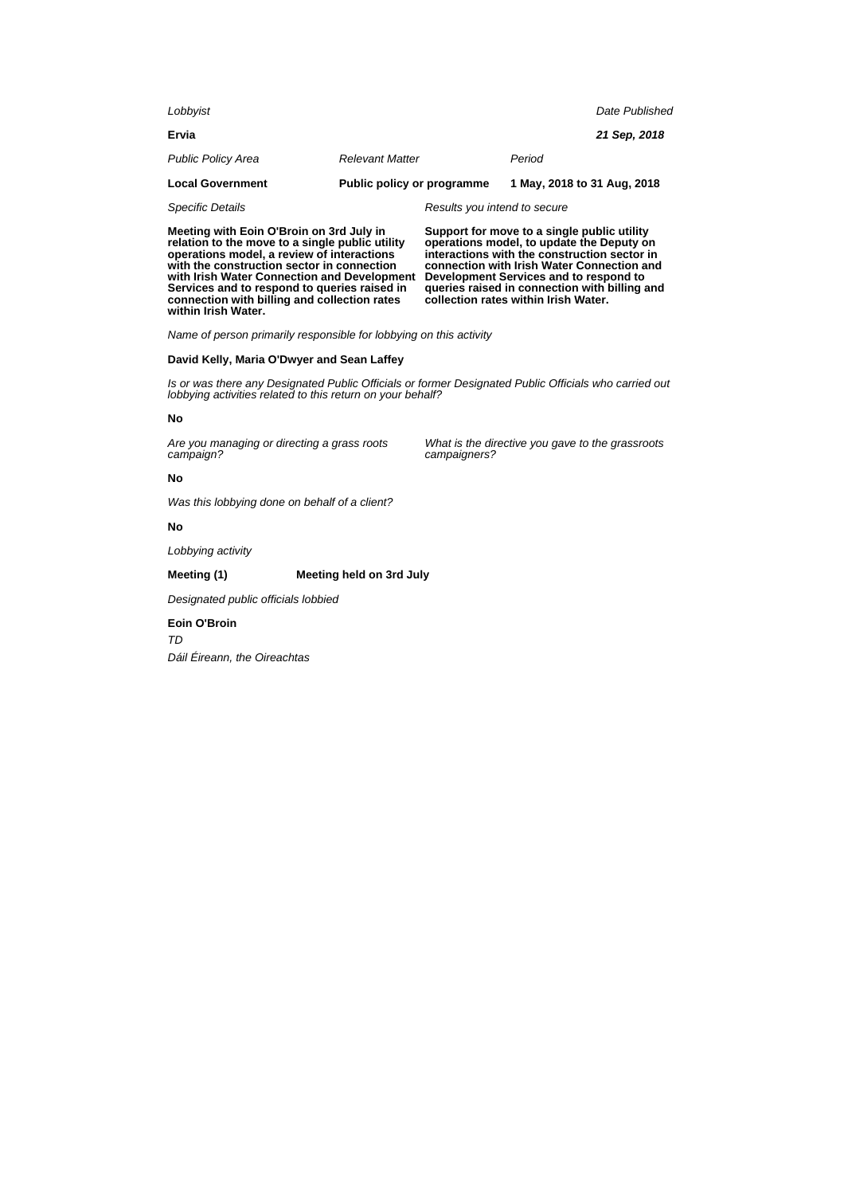*Lobbyist*

**Ervia**

*Date Published*

***21 Sep, 2018***

| *Public Policy Area* | *Relevant Matter* | *Period* |
|---|---|---|
| **Local Government** | **Public policy or programme** | **1 May, 2018 to 31 Aug, 2018** |

*Specific Details*

**Meeting with Eoin O'Broin on 3rd July in relation to the move to a single public utility operations model, a review of interactions with the construction sector in connection with Irish Water Connection and Development Services and to respond to queries raised in connection with billing and collection rates within Irish Water.**

*Results you intend to secure*

**Support for move to a single public utility operations model, to update the Deputy on interactions with the construction sector in connection with Irish Water Connection and Development Services and to respond to queries raised in connection with billing and collection rates within Irish Water.**

*Name of person primarily responsible for lobbying on this activity*

**David Kelly, Maria O'Dwyer and Sean Laffey**

*Is or was there any Designated Public Officials or former Designated Public Officials who carried out lobbying activities related to this return on your behalf?*

**No**

*Are you managing or directing a grass roots campaign?*

**No**

*What is the directive you gave to the grassroots campaigners?*

*Was this lobbying done on behalf of a client?*

**No**

*Lobbying activity*

**Meeting (1)** **Meeting held on 3rd July**

*Designated public officials lobbied*

**Eoin O'Broin**

*TD*

*Dáil Éireann, the Oireachtas*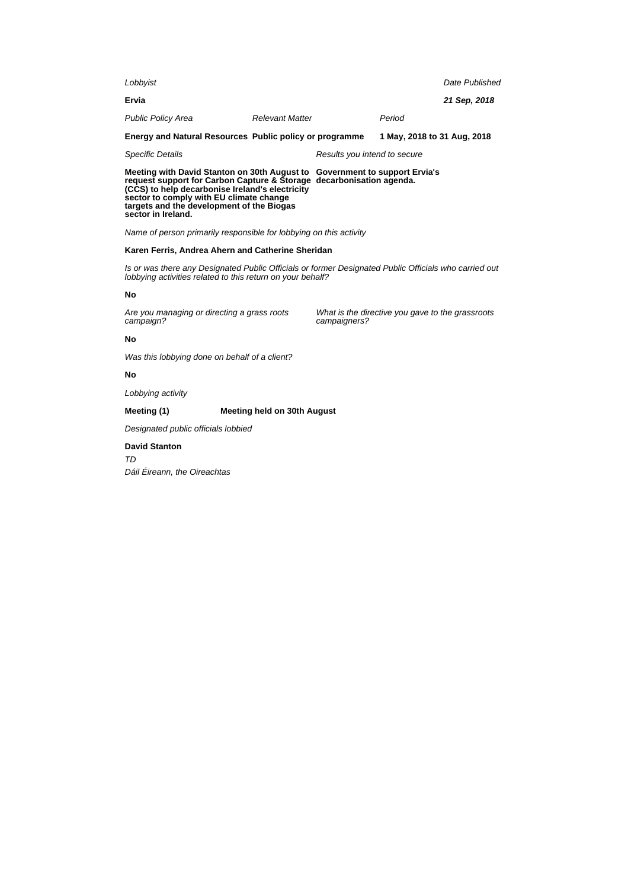*Lobbyist*

**Ervia**

*Date Published*

***21 Sep, 2018***

| *Public Policy Area* | *Relevant Matter* | *Period* |
|---|---|---|
| **Energy and Natural Resources** | **Public policy or programme** | **1 May, 2018 to 31 Aug, 2018** |

| *Specific Details* | *Results you intend to secure* |
|---|---|
| **Meeting with David Stanton on 30th August to request support for Carbon Capture & Storage (CCS) to help decarbonise Ireland's electricity sector to comply with EU climate change targets and the development of the Biogas sector in Ireland.** | **Government to support Ervia's decarbonisation agenda.** |

*Name of person primarily responsible for lobbying on this activity*

**Karen Ferris, Andrea Ahern and Catherine Sheridan**

*Is or was there any Designated Public Officials or former Designated Public Officials who carried out lobbying activities related to this return on your behalf?*

**No**

*Are you managing or directing a grass roots campaign?*

**No**

*What is the directive you gave to the grassroots campaigners?*

*Was this lobbying done on behalf of a client?*

**No**

*Lobbying activity*

**Meeting (1)** **Meeting held on 30th August**

*Designated public officials lobbied*

**David Stanton**

*TD*

*Dáil Éireann, the Oireachtas*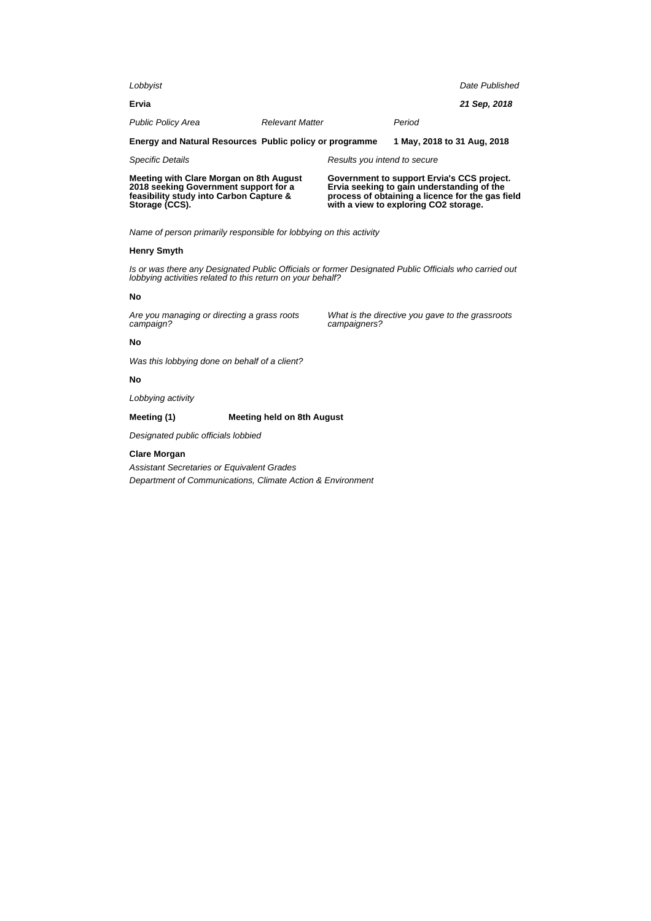*Lobbyist*

**Ervia**

*Date Published*

***21 Sep, 2018***

| *Public Policy Area* | *Relevant Matter* | *Period* |
| --- | --- | --- |
| **Energy and Natural Resources** | **Public policy or programme** | **1 May, 2018 to 31 Aug, 2018** |

*Specific Details*

**Meeting with Clare Morgan on 8th August 2018 seeking Government support for a feasibility study into Carbon Capture & Storage (CCS).**

*Results you intend to secure*

**Government to support Ervia's CCS project. Ervia seeking to gain understanding of the process of obtaining a licence for the gas field with a view to exploring CO2 storage.**

*Name of person primarily responsible for lobbying on this activity*

**Henry Smyth**

*Is or was there any Designated Public Officials or former Designated Public Officials who carried out lobbying activities related to this return on your behalf?*

**No**

*Are you managing or directing a grass roots campaign?*

**No**

*What is the directive you gave to the grassroots campaigners?*

*Was this lobbying done on behalf of a client?*

**No**

*Lobbying activity*

**Meeting (1)** **Meeting held on 8th August**

*Designated public officials lobbied*

**Clare Morgan**

*Assistant Secretaries or Equivalent Grades*

*Department of Communications, Climate Action & Environment*